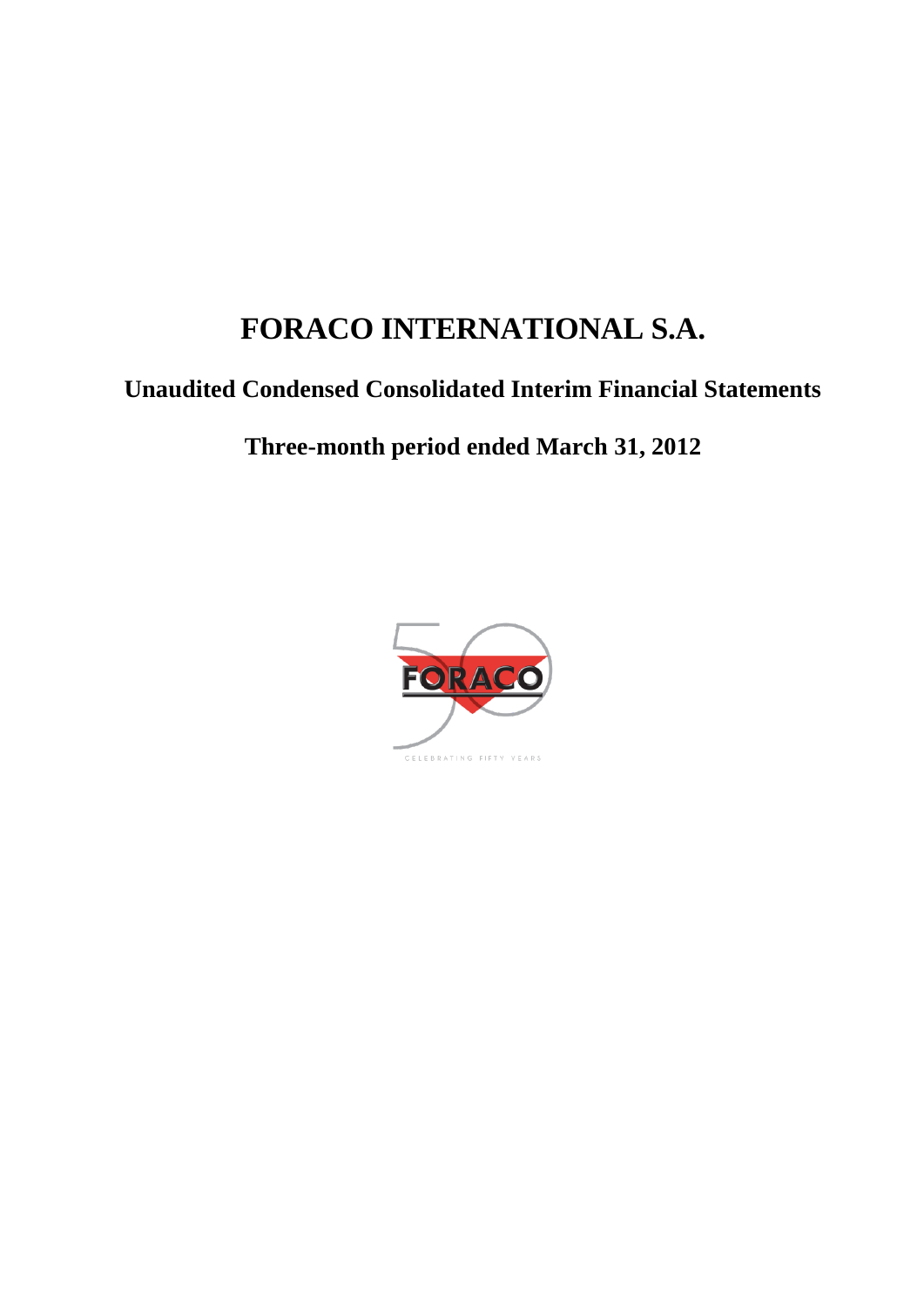# FORACO INTERNATIONAL S.A.

## Unaudited Condensed Consolidated Interim Financial Statements

## Three-month period ended March 31, 2012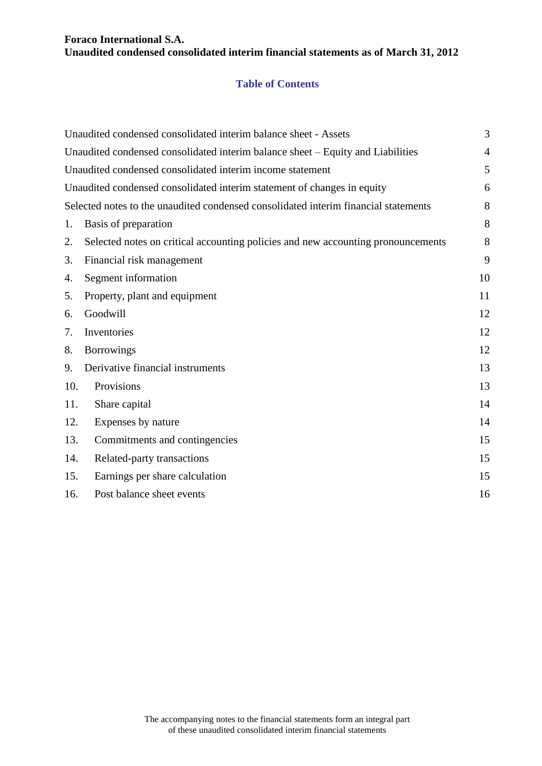**Foraco International S.A.**
**Unaudited condensed consolidated interim financial statements as of March 31, 2012**

## Table of Contents

| | |
|---|---|
| Unaudited condensed consolidated interim balance sheet - Assets | 3 |
| Unaudited condensed consolidated interim balance sheet – Equity and Liabilities | 4 |
| Unaudited condensed consolidated interim income statement | 5 |
| Unaudited condensed consolidated interim statement of changes in equity | 6 |
| Selected notes to the unaudited condensed consolidated interim financial statements | 8 |
| 1. Basis of preparation | 8 |
| 2. Selected notes on critical accounting policies and new accounting pronouncements | 8 |
| 3. Financial risk management | 9 |
| 4. Segment information | 10 |
| 5. Property, plant and equipment | 11 |
| 6. Goodwill | 12 |
| 7. Inventories | 12 |
| 8. Borrowings | 12 |
| 9. Derivative financial instruments | 13 |
| 10. Provisions | 13 |
| 11. Share capital | 14 |
| 12. Expenses by nature | 14 |
| 13. Commitments and contingencies | 15 |
| 14. Related-party transactions | 15 |
| 15. Earnings per share calculation | 15 |
| 16. Post balance sheet events | 16 |

The accompanying notes to the financial statements form an integral part of these unaudited consolidated interim financial statements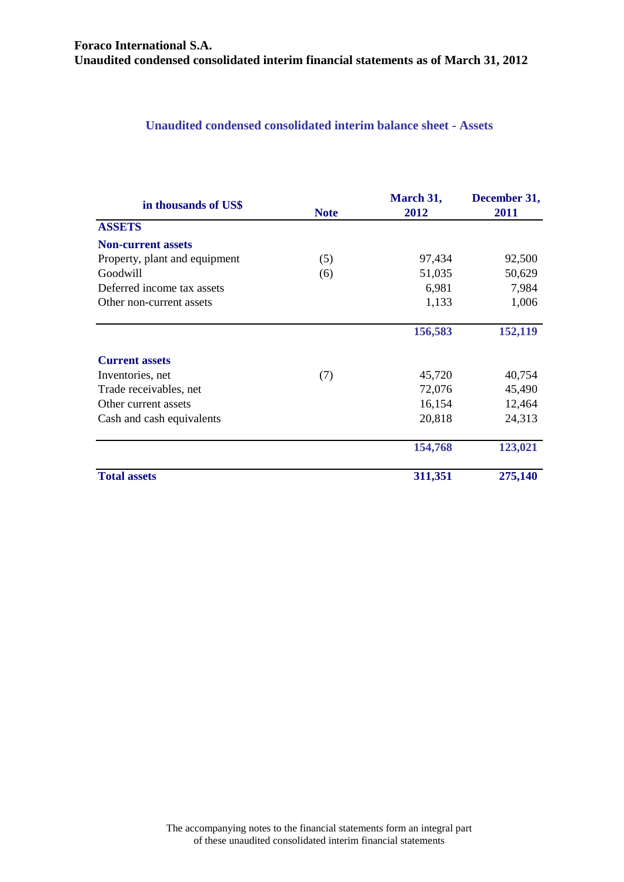**Foraco International S.A.**
**Unaudited condensed consolidated interim financial statements as of March 31, 2012**

## Unaudited condensed consolidated interim balance sheet - Assets

| in thousands of US$ | Note | March 31, 2012 | December 31, 2011 |
|---|---|---|---|
| **ASSETS** | | | |
| **Non-current assets** | | | |
| Property, plant and equipment | (5) | 97,434 | 92,500 |
| Goodwill | (6) | 51,035 | 50,629 |
| Deferred income tax assets | | 6,981 | 7,984 |
| Other non-current assets | | 1,133 | 1,006 |
| | | **156,583** | **152,119** |
| **Current assets** | | | |
| Inventories, net | (7) | 45,720 | 40,754 |
| Trade receivables, net | | 72,076 | 45,490 |
| Other current assets | | 16,154 | 12,464 |
| Cash and cash equivalents | | 20,818 | 24,313 |
| | | **154,768** | **123,021** |
| **Total assets** | | **311,351** | **275,140** |

The accompanying notes to the financial statements form an integral part of these unaudited consolidated interim financial statements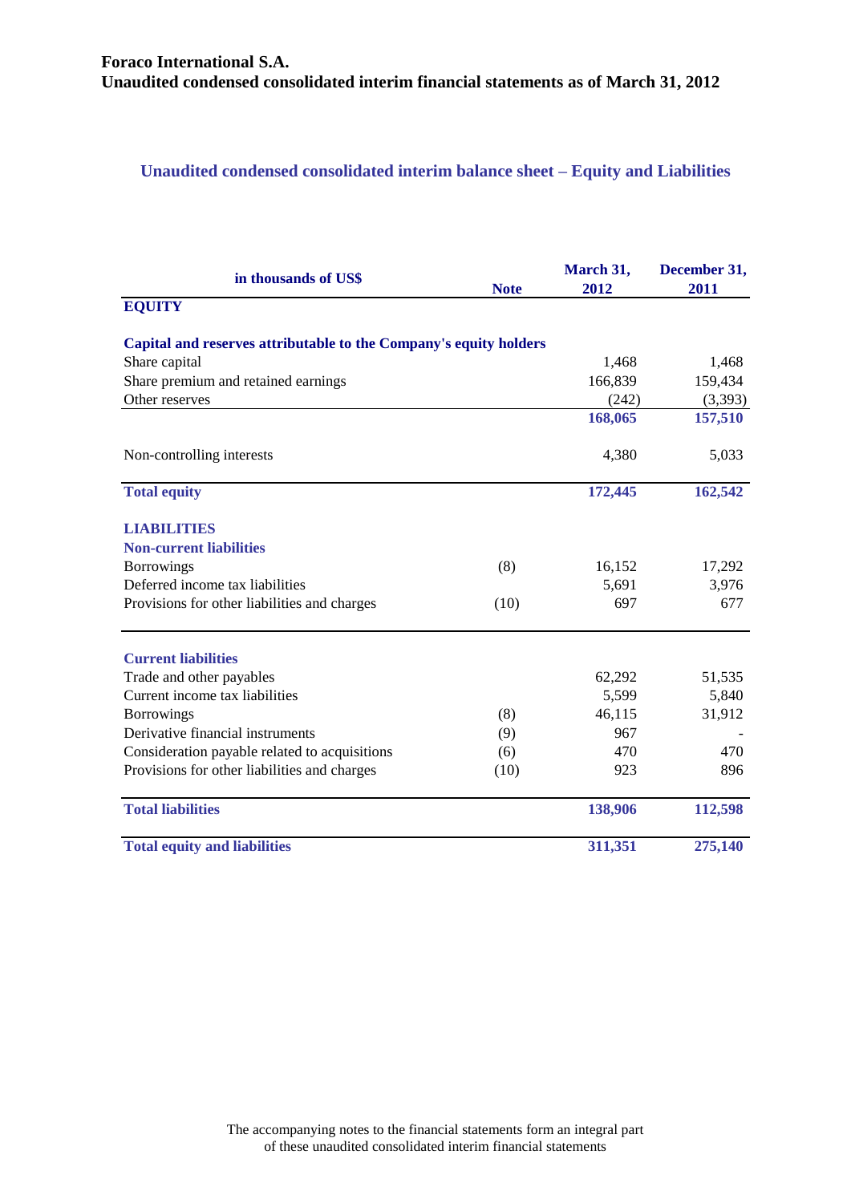**Foraco International S.A.**
**Unaudited condensed consolidated interim financial statements as of March 31, 2012**

## Unaudited condensed consolidated interim balance sheet – Equity and Liabilities

| in thousands of US$ | Note | March 31, 2012 | December 31, 2011 |
|---|---|---|---|
| **EQUITY** | | | |
| **Capital and reserves attributable to the Company's equity holders** | | | |
| Share capital | | 1,468 | 1,468 |
| Share premium and retained earnings | | 166,839 | 159,434 |
| Other reserves | | (242) | (3,393) |
| | | **168,065** | **157,510** |
| Non-controlling interests | | 4,380 | 5,033 |
| **Total equity** | | **172,445** | **162,542** |
| **LIABILITIES** | | | |
| **Non-current liabilities** | | | |
| Borrowings | (8) | 16,152 | 17,292 |
| Deferred income tax liabilities | | 5,691 | 3,976 |
| Provisions for other liabilities and charges | (10) | 697 | 677 |
| **Current liabilities** | | | |
| Trade and other payables | | 62,292 | 51,535 |
| Current income tax liabilities | | 5,599 | 5,840 |
| Borrowings | (8) | 46,115 | 31,912 |
| Derivative financial instruments | (9) | 967 | - |
| Consideration payable related to acquisitions | (6) | 470 | 470 |
| Provisions for other liabilities and charges | (10) | 923 | 896 |
| **Total liabilities** | | **138,906** | **112,598** |
| **Total equity and liabilities** | | **311,351** | **275,140** |

The accompanying notes to the financial statements form an integral part of these unaudited consolidated interim financial statements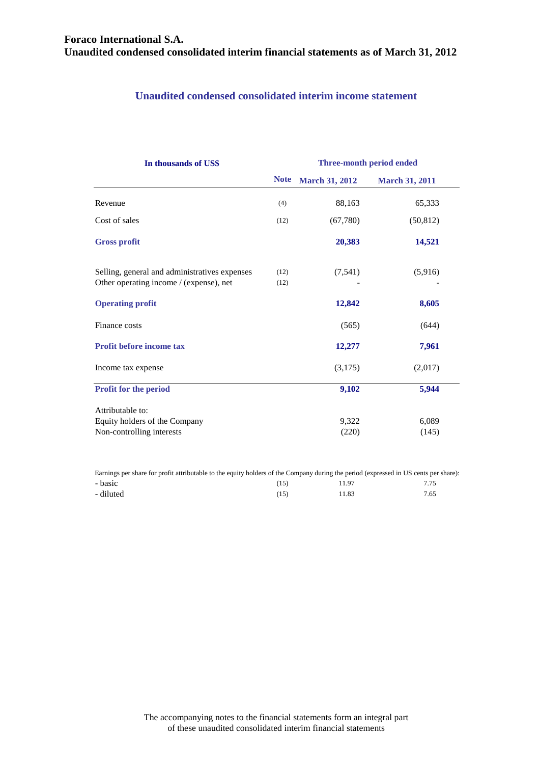# Foraco International S.A.
# Unaudited condensed consolidated interim financial statements as of March 31, 2012

## Unaudited condensed consolidated interim income statement

| In thousands of US$ | | Three-month period ended | |
|---|---|---|---|
| | Note | March 31, 2012 | March 31, 2011 |
| Revenue | (4) | 88,163 | 65,333 |
| Cost of sales | (12) | (67,780) | (50,812) |
| **Gross profit** | | **20,383** | **14,521** |
| Selling, general and administratives expenses | (12) | (7,541) | (5,916) |
| Other operating income / (expense), net | (12) | - | - |
| **Operating profit** | | **12,842** | **8,605** |
| Finance costs | | (565) | (644) |
| **Profit before income tax** | | **12,277** | **7,961** |
| Income tax expense | | (3,175) | (2,017) |
| **Profit for the period** | | **9,102** | **5,944** |
| Attributable to: | | | |
| Equity holders of the Company | | 9,322 | 6,089 |
| Non-controlling interests | | (220) | (145) |

Earnings per share for profit attributable to the equity holders of the Company during the period (expressed in US cents per share):

| | Note | March 31, 2012 | March 31, 2011 |
|---|---|---|---|
| - basic | (15) | 11.97 | 7.75 |
| - diluted | (15) | 11.83 | 7.65 |

The accompanying notes to the financial statements form an integral part of these unaudited consolidated interim financial statements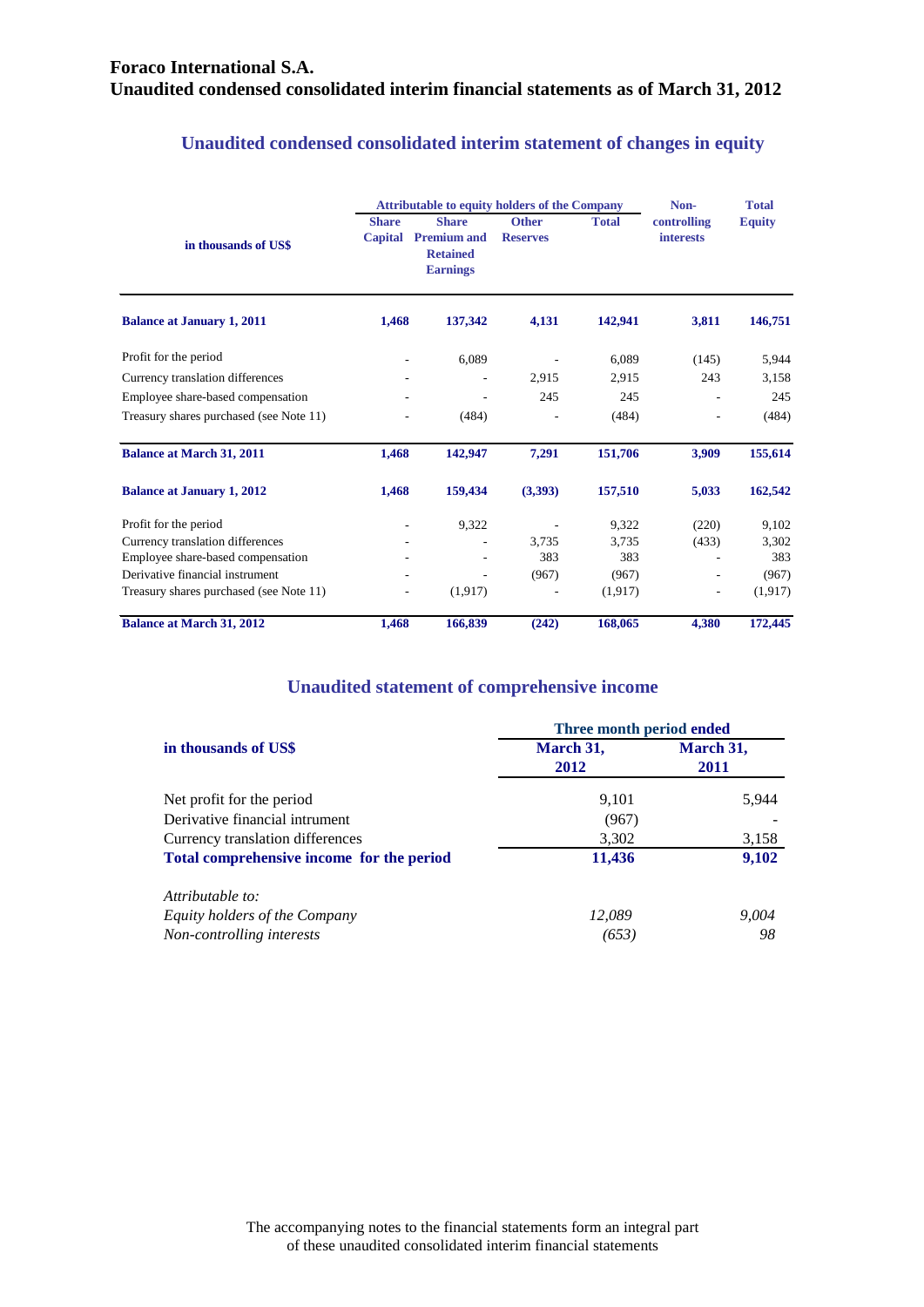**Foraco International S.A.**
**Unaudited condensed consolidated interim financial statements as of March 31, 2012**

## Unaudited condensed consolidated interim statement of changes in equity

| in thousands of US$ | Attributable to equity holders of the Company | | | | Non-controlling interests | Total Equity |
|---|---|---|---|---|---|---|
| | Share Capital | Share Premium and Retained Earnings | Other Reserves | Total | | |
| **Balance at January 1, 2011** | **1,468** | **137,342** | **4,131** | **142,941** | **3,811** | **146,751** |
| Profit for the period | - | 6,089 | - | 6,089 | (145) | 5,944 |
| Currency translation differences | - | - | 2,915 | 2,915 | 243 | 3,158 |
| Employee share-based compensation | - | - | 245 | 245 | - | 245 |
| Treasury shares purchased (see Note 11) | - | (484) | - | (484) | - | (484) |
| **Balance at March 31, 2011** | **1,468** | **142,947** | **7,291** | **151,706** | **3,909** | **155,614** |
| **Balance at January 1, 2012** | **1,468** | **159,434** | **(3,393)** | **157,510** | **5,033** | **162,542** |
| Profit for the period | - | 9,322 | - | 9,322 | (220) | 9,102 |
| Currency translation differences | - | - | 3,735 | 3,735 | (433) | 3,302 |
| Employee share-based compensation | - | - | 383 | 383 | - | 383 |
| Derivative financial instrument | - | - | (967) | (967) | - | (967) |
| Treasury shares purchased (see Note 11) | - | (1,917) | - | (1,917) | - | (1,917) |
| **Balance at March 31, 2012** | **1,468** | **166,839** | **(242)** | **168,065** | **4,380** | **172,445** |

## Unaudited statement of comprehensive income

| in thousands of US$ | Three month period ended | |
|---|---|---|
| | March 31, 2012 | March 31, 2011 |
| Net profit for the period | 9,101 | 5,944 |
| Derivative financial intrument | (967) | - |
| Currency translation differences | 3,302 | 3,158 |
| **Total comprehensive income for the period** | **11,436** | **9,102** |
| *Attributable to:* | | |
| *Equity holders of the Company* | *12,089* | *9,004* |
| *Non-controlling interests* | *(653)* | *98* |

The accompanying notes to the financial statements form an integral part of these unaudited consolidated interim financial statements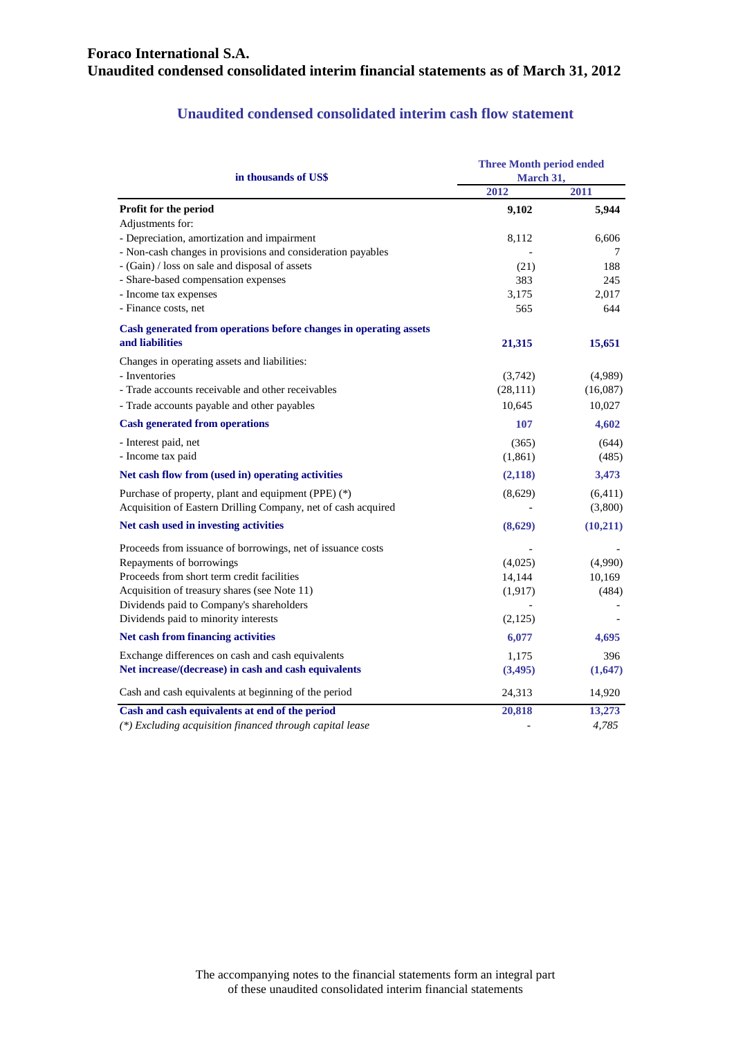# Foraco International S.A.
## Unaudited condensed consolidated interim financial statements as of March 31, 2012

### Unaudited condensed consolidated interim cash flow statement

| in thousands of US$ | Three Month period ended March 31, 2012 | Three Month period ended March 31, 2011 |
|---|---|---|
| **Profit for the period** | **9,102** | **5,944** |
| Adjustments for: | | |
| - Depreciation, amortization and impairment | 8,112 | 6,606 |
| - Non-cash changes in provisions and consideration payables | - | 7 |
| - (Gain) / loss on sale and disposal of assets | (21) | 188 |
| - Share-based compensation expenses | 383 | 245 |
| - Income tax expenses | 3,175 | 2,017 |
| - Finance costs, net | 565 | 644 |
| **Cash generated from operations before changes in operating assets and liabilities** | **21,315** | **15,651** |
| Changes in operating assets and liabilities: | | |
| - Inventories | (3,742) | (4,989) |
| - Trade accounts receivable and other receivables | (28,111) | (16,087) |
| - Trade accounts payable and other payables | 10,645 | 10,027 |
| **Cash generated from operations** | **107** | **4,602** |
| - Interest paid, net | (365) | (644) |
| - Income tax paid | (1,861) | (485) |
| **Net cash flow from (used in) operating activities** | **(2,118)** | **3,473** |
| Purchase of property, plant and equipment (PPE) (*) | (8,629) | (6,411) |
| Acquisition of Eastern Drilling Company, net of cash acquired | - | (3,800) |
| **Net cash used in investing activities** | **(8,629)** | **(10,211)** |
| Proceeds from issuance of borrowings, net of issuance costs | - | - |
| Repayments of borrowings | (4,025) | (4,990) |
| Proceeds from short term credit facilities | 14,144 | 10,169 |
| Acquisition of treasury shares (see Note 11) | (1,917) | (484) |
| Dividends paid to Company's shareholders | - | - |
| Dividends paid to minority interests | (2,125) | - |
| **Net cash from financing activities** | **6,077** | **4,695** |
| Exchange differences on cash and cash equivalents | 1,175 | 396 |
| **Net increase/(decrease) in cash and cash equivalents** | **(3,495)** | **(1,647)** |
| Cash and cash equivalents at beginning of the period | 24,313 | 14,920 |
| **Cash and cash equivalents at end of the period** | **20,818** | **13,273** |
| *(*) Excluding acquisition financed through capital lease* | - | *4,785* |

The accompanying notes to the financial statements form an integral part of these unaudited consolidated interim financial statements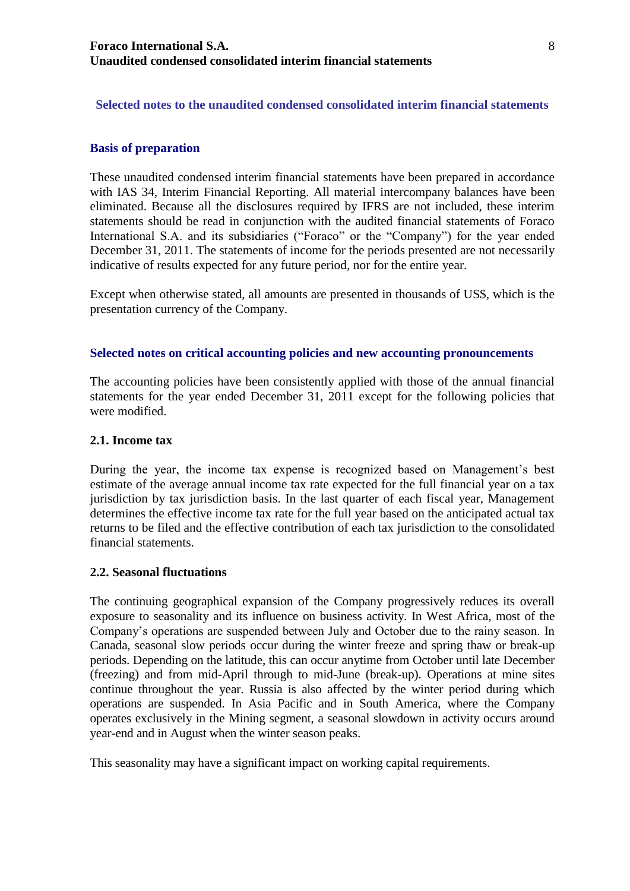## Selected notes to the unaudited condensed consolidated interim financial statements

### Basis of preparation

These unaudited condensed interim financial statements have been prepared in accordance with IAS 34, Interim Financial Reporting. All material intercompany balances have been eliminated. Because all the disclosures required by IFRS are not included, these interim statements should be read in conjunction with the audited financial statements of Foraco International S.A. and its subsidiaries ("Foraco" or the "Company") for the year ended December 31, 2011. The statements of income for the periods presented are not necessarily indicative of results expected for any future period, nor for the entire year.

Except when otherwise stated, all amounts are presented in thousands of US$, which is the presentation currency of the Company.

### Selected notes on critical accounting policies and new accounting pronouncements

The accounting policies have been consistently applied with those of the annual financial statements for the year ended December 31, 2011 except for the following policies that were modified.

#### 2.1. Income tax

During the year, the income tax expense is recognized based on Management's best estimate of the average annual income tax rate expected for the full financial year on a tax jurisdiction by tax jurisdiction basis. In the last quarter of each fiscal year, Management determines the effective income tax rate for the full year based on the anticipated actual tax returns to be filed and the effective contribution of each tax jurisdiction to the consolidated financial statements.

#### 2.2. Seasonal fluctuations

The continuing geographical expansion of the Company progressively reduces its overall exposure to seasonality and its influence on business activity. In West Africa, most of the Company's operations are suspended between July and October due to the rainy season. In Canada, seasonal slow periods occur during the winter freeze and spring thaw or break-up periods. Depending on the latitude, this can occur anytime from October until late December (freezing) and from mid-April through to mid-June (break-up). Operations at mine sites continue throughout the year. Russia is also affected by the winter period during which operations are suspended. In Asia Pacific and in South America, where the Company operates exclusively in the Mining segment, a seasonal slowdown in activity occurs around year-end and in August when the winter season peaks.

This seasonality may have a significant impact on working capital requirements.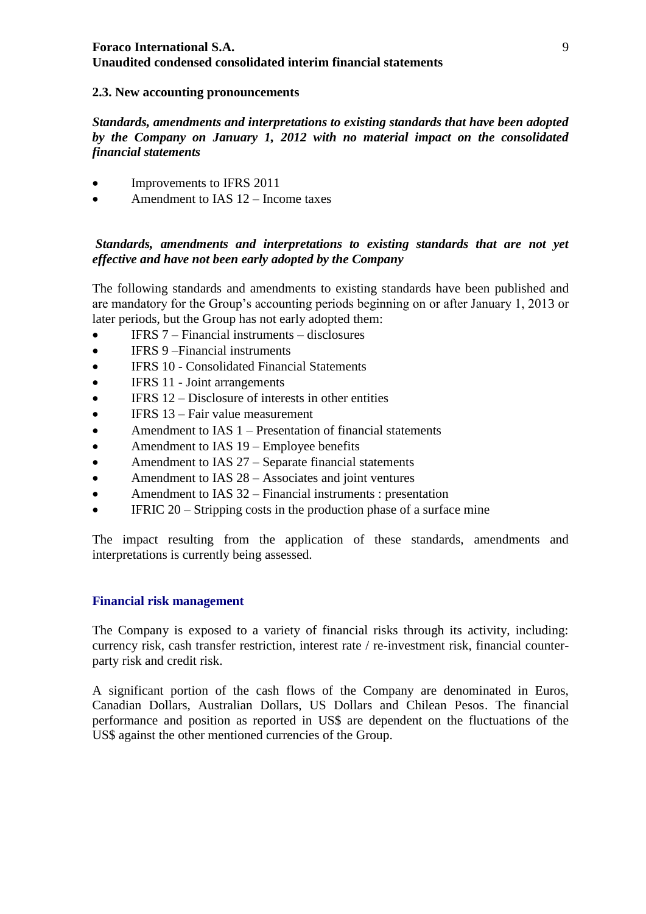### 2.3. New accounting pronouncements

***Standards, amendments and interpretations to existing standards that have been adopted by the Company on January 1, 2012 with no material impact on the consolidated financial statements***

- Improvements to IFRS 2011
- Amendment to IAS 12 – Income taxes

***Standards, amendments and interpretations to existing standards that are not yet effective and have not been early adopted by the Company***

The following standards and amendments to existing standards have been published and are mandatory for the Group's accounting periods beginning on or after January 1, 2013 or later periods, but the Group has not early adopted them:

- IFRS 7 – Financial instruments – disclosures
- IFRS 9 –Financial instruments
- IFRS 10 - Consolidated Financial Statements
- IFRS 11 - Joint arrangements
- IFRS 12 – Disclosure of interests in other entities
- IFRS 13 – Fair value measurement
- Amendment to IAS 1 – Presentation of financial statements
- Amendment to IAS 19 – Employee benefits
- Amendment to IAS 27 – Separate financial statements
- Amendment to IAS 28 – Associates and joint ventures
- Amendment to IAS 32 – Financial instruments : presentation
- IFRIC 20 – Stripping costs in the production phase of a surface mine

The impact resulting from the application of these standards, amendments and interpretations is currently being assessed.

## Financial risk management

The Company is exposed to a variety of financial risks through its activity, including: currency risk, cash transfer restriction, interest rate / re-investment risk, financial counter-party risk and credit risk.

A significant portion of the cash flows of the Company are denominated in Euros, Canadian Dollars, Australian Dollars, US Dollars and Chilean Pesos. The financial performance and position as reported in US$ are dependent on the fluctuations of the US$ against the other mentioned currencies of the Group.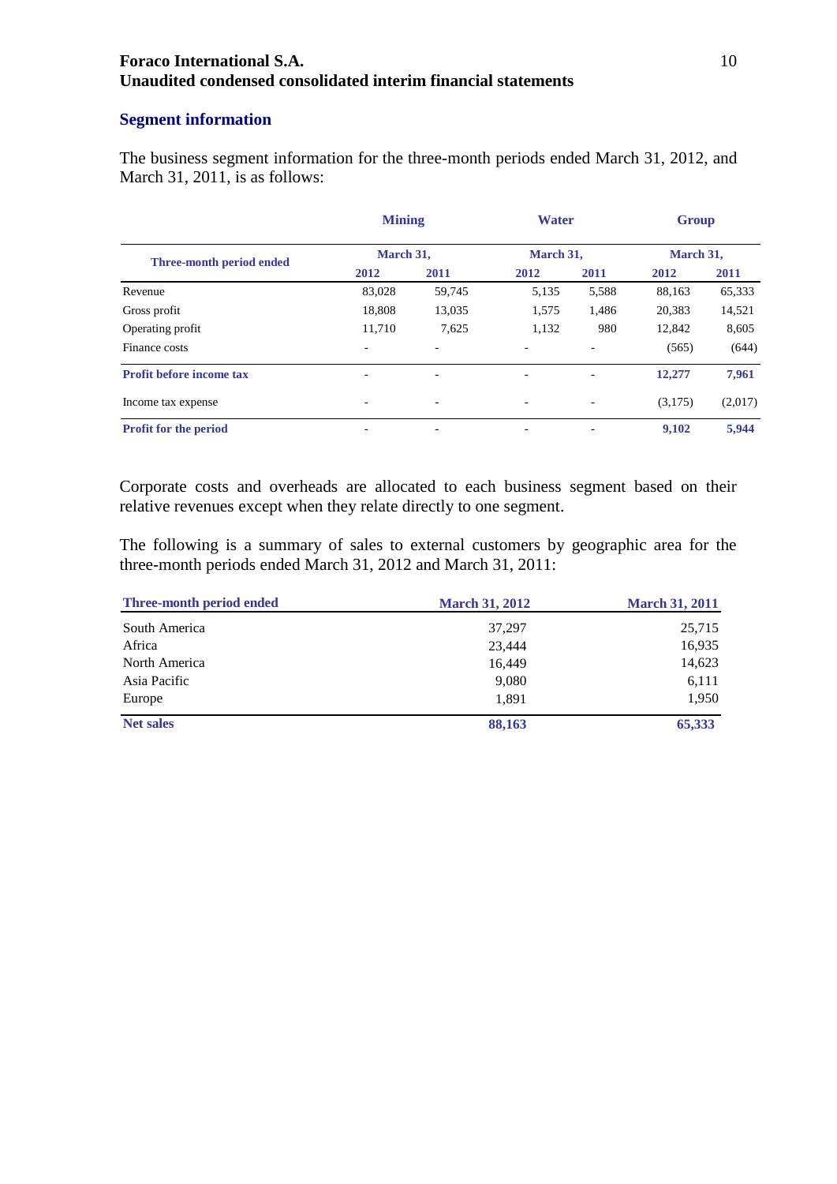## Segment information

The business segment information for the three-month periods ended March 31, 2012, and March 31, 2011, is as follows:

| | Mining | | Water | | Group | |
|---|---|---|---|---|---|---|
| **Three-month period ended** | **March 31,** | | **March 31,** | | **March 31,** | |
| | **2012** | **2011** | **2012** | **2011** | **2012** | **2011** |
| Revenue | 83,028 | 59,745 | 5,135 | 5,588 | 88,163 | 65,333 |
| Gross profit | 18,808 | 13,035 | 1,575 | 1,486 | 20,383 | 14,521 |
| Operating profit | 11,710 | 7,625 | 1,132 | 980 | 12,842 | 8,605 |
| Finance costs | - | - | - | - | (565) | (644) |
| **Profit before income tax** | - | - | - | - | **12,277** | **7,961** |
| Income tax expense | - | - | - | - | (3,175) | (2,017) |
| **Profit for the period** | - | - | - | - | **9,102** | **5,944** |

Corporate costs and overheads are allocated to each business segment based on their relative revenues except when they relate directly to one segment.

The following is a summary of sales to external customers by geographic area for the three-month periods ended March 31, 2012 and March 31, 2011:

| Three-month period ended | March 31, 2012 | March 31, 2011 |
|---|---|---|
| South America | 37,297 | 25,715 |
| Africa | 23,444 | 16,935 |
| North America | 16,449 | 14,623 |
| Asia Pacific | 9,080 | 6,111 |
| Europe | 1,891 | 1,950 |
| **Net sales** | **88,163** | **65,333** |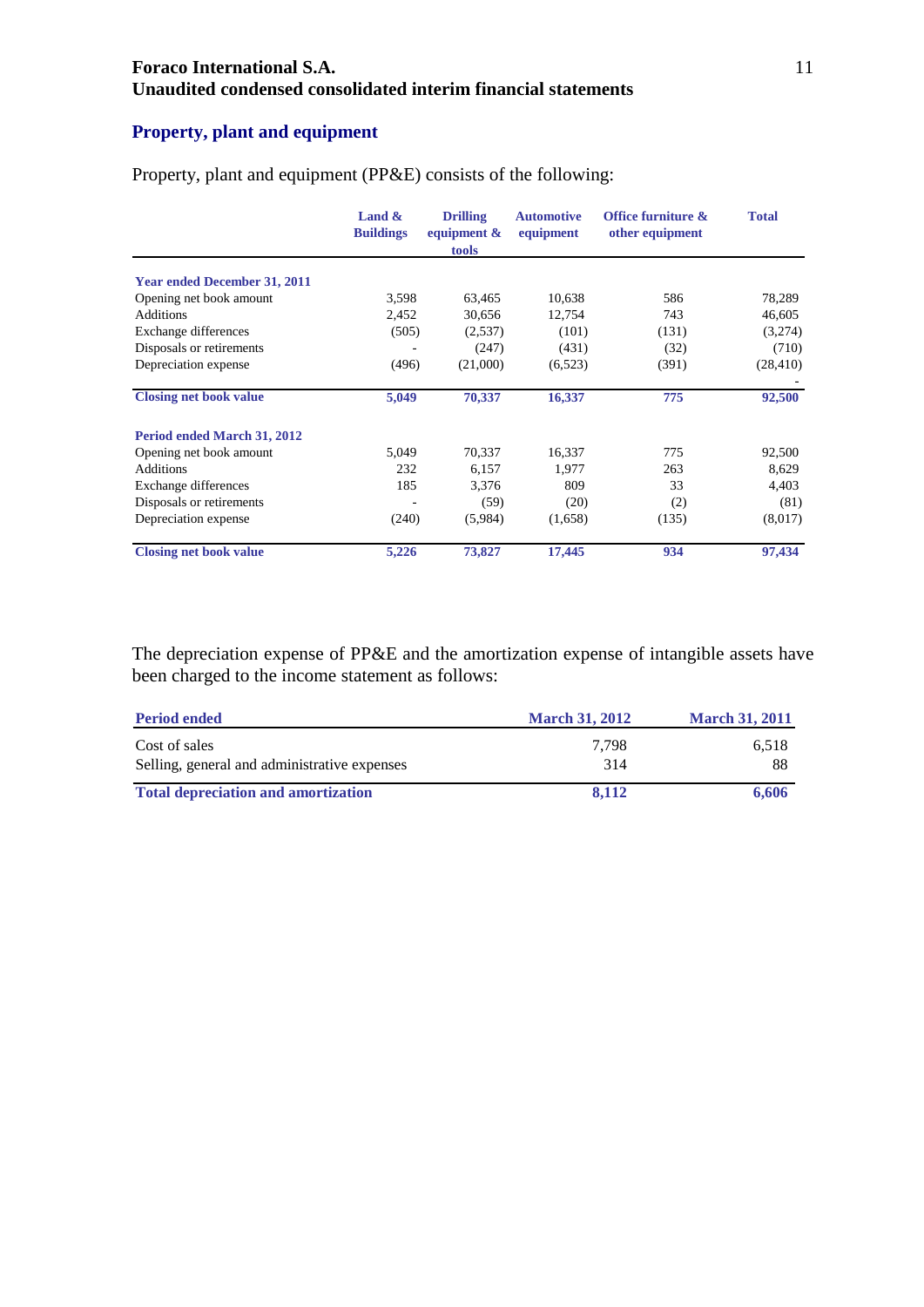## Property, plant and equipment

Property, plant and equipment (PP&E) consists of the following:

| | Land & Buildings | Drilling equipment & tools | Automotive equipment | Office furniture & other equipment | Total |
|---|---|---|---|---|---|
| **Year ended December 31, 2011** | | | | | |
| Opening net book amount | 3,598 | 63,465 | 10,638 | 586 | 78,289 |
| Additions | 2,452 | 30,656 | 12,754 | 743 | 46,605 |
| Exchange differences | (505) | (2,537) | (101) | (131) | (3,274) |
| Disposals or retirements | - | (247) | (431) | (32) | (710) |
| Depreciation expense | (496) | (21,000) | (6,523) | (391) | (28,410) |
| | | | | | - |
| **Closing net book value** | **5,049** | **70,337** | **16,337** | **775** | **92,500** |
| **Period ended March 31, 2012** | | | | | |
| Opening net book amount | 5,049 | 70,337 | 16,337 | 775 | 92,500 |
| Additions | 232 | 6,157 | 1,977 | 263 | 8,629 |
| Exchange differences | 185 | 3,376 | 809 | 33 | 4,403 |
| Disposals or retirements | - | (59) | (20) | (2) | (81) |
| Depreciation expense | (240) | (5,984) | (1,658) | (135) | (8,017) |
| **Closing net book value** | **5,226** | **73,827** | **17,445** | **934** | **97,434** |

The depreciation expense of PP&E and the amortization expense of intangible assets have been charged to the income statement as follows:

| Period ended | March 31, 2012 | March 31, 2011 |
|---|---|---|
| Cost of sales | 7,798 | 6,518 |
| Selling, general and administrative expenses | 314 | 88 |
| **Total depreciation and amortization** | **8,112** | **6,606** |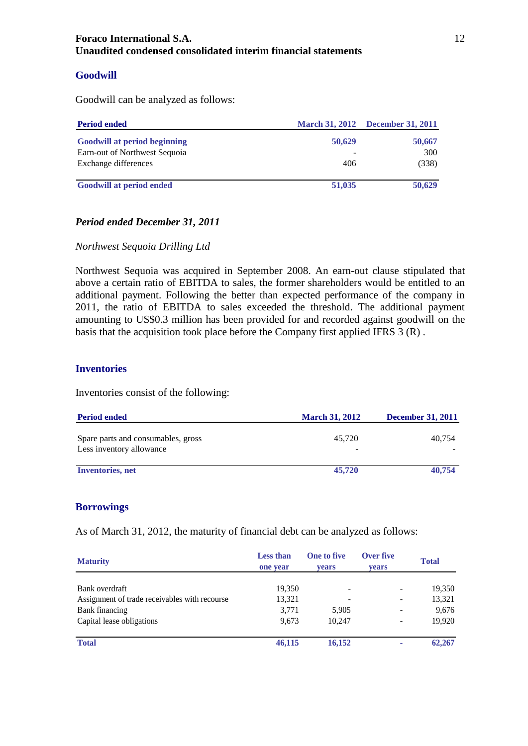## Goodwill

Goodwill can be analyzed as follows:

| Period ended | March 31, 2012 | December 31, 2011 |
|---|---|---|
| **Goodwill at period beginning** | **50,629** | **50,667** |
| Earn-out of Northwest Sequoia | - | 300 |
| Exchange differences | 406 | (338) |
| **Goodwill at period ended** | **51,035** | **50,629** |

### *Period ended December 31, 2011*

*Northwest Sequoia Drilling Ltd*

Northwest Sequoia was acquired in September 2008. An earn-out clause stipulated that above a certain ratio of EBITDA to sales, the former shareholders would be entitled to an additional payment. Following the better than expected performance of the company in 2011, the ratio of EBITDA to sales exceeded the threshold. The additional payment amounting to US$0.3 million has been provided for and recorded against goodwill on the basis that the acquisition took place before the Company first applied IFRS 3 (R) .

## Inventories

Inventories consist of the following:

| Period ended | March 31, 2012 | December 31, 2011 |
|---|---|---|
| Spare parts and consumables, gross | 45,720 | 40,754 |
| Less inventory allowance | - | - |
| **Inventories, net** | **45,720** | **40,754** |

## Borrowings

As of March 31, 2012, the maturity of financial debt can be analyzed as follows:

| Maturity | Less than one year | One to five years | Over five years | Total |
|---|---|---|---|---|
| Bank overdraft | 19,350 | - | - | 19,350 |
| Assignment of trade receivables with recourse | 13,321 | - | - | 13,321 |
| Bank financing | 3,771 | 5,905 | - | 9,676 |
| Capital lease obligations | 9,673 | 10,247 | - | 19,920 |
| **Total** | **46,115** | **16,152** | **-** | **62,267** |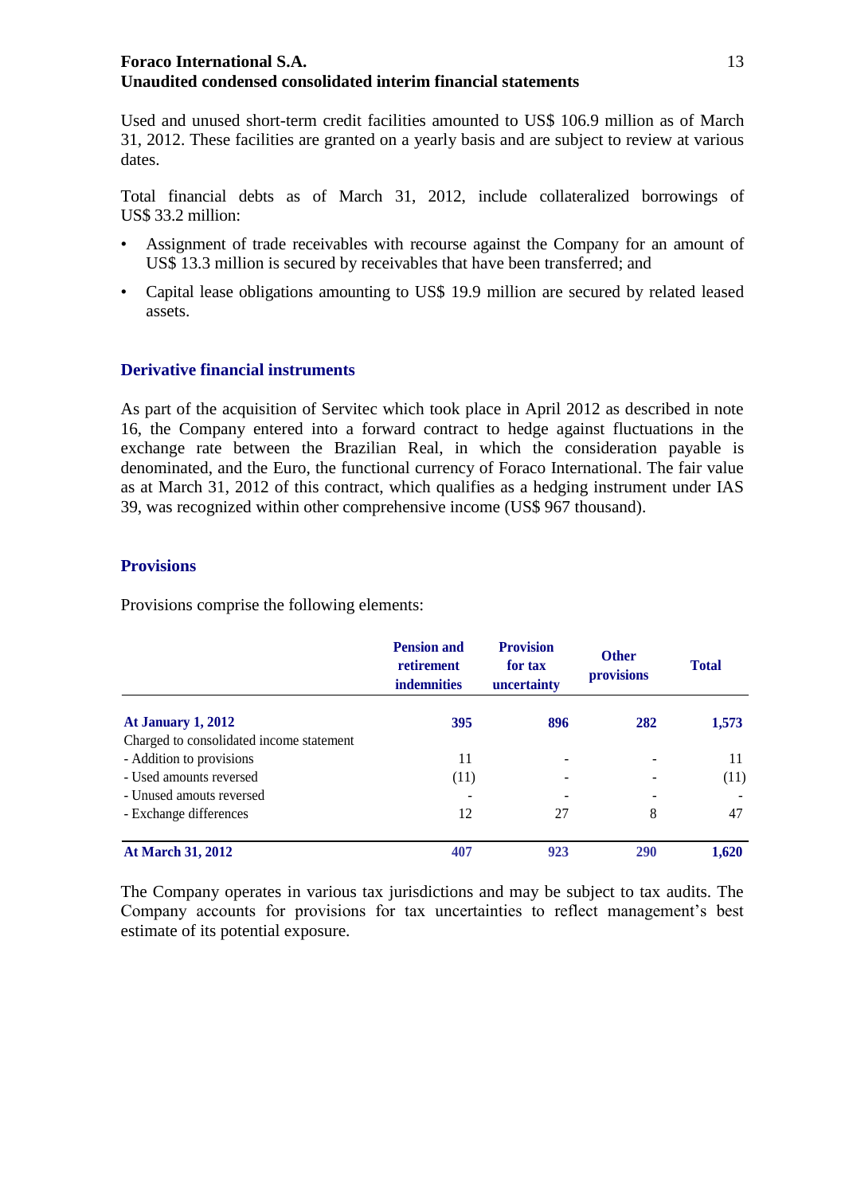Used and unused short-term credit facilities amounted to US$ 106.9 million as of March 31, 2012. These facilities are granted on a yearly basis and are subject to review at various dates.

Total financial debts as of March 31, 2012, include collateralized borrowings of US$ 33.2 million:

- Assignment of trade receivables with recourse against the Company for an amount of US$ 13.3 million is secured by receivables that have been transferred; and
- Capital lease obligations amounting to US$ 19.9 million are secured by related leased assets.

## Derivative financial instruments

As part of the acquisition of Servitec which took place in April 2012 as described in note 16, the Company entered into a forward contract to hedge against fluctuations in the exchange rate between the Brazilian Real, in which the consideration payable is denominated, and the Euro, the functional currency of Foraco International. The fair value as at March 31, 2012 of this contract, which qualifies as a hedging instrument under IAS 39, was recognized within other comprehensive income (US$ 967 thousand).

## Provisions

Provisions comprise the following elements:

| | Pension and retirement indemnities | Provision for tax uncertainty | Other provisions | Total |
|---|---|---|---|---|
| **At January 1, 2012** | **395** | **896** | **282** | **1,573** |
| Charged to consolidated income statement | | | | |
| - Addition to provisions | 11 | - | - | 11 |
| - Used amounts reversed | (11) | - | - | (11) |
| - Unused amounts reversed | - | - | - | - |
| - Exchange differences | 12 | 27 | 8 | 47 |
| **At March 31, 2012** | **407** | **923** | **290** | **1,620** |

The Company operates in various tax jurisdictions and may be subject to tax audits. The Company accounts for provisions for tax uncertainties to reflect management's best estimate of its potential exposure.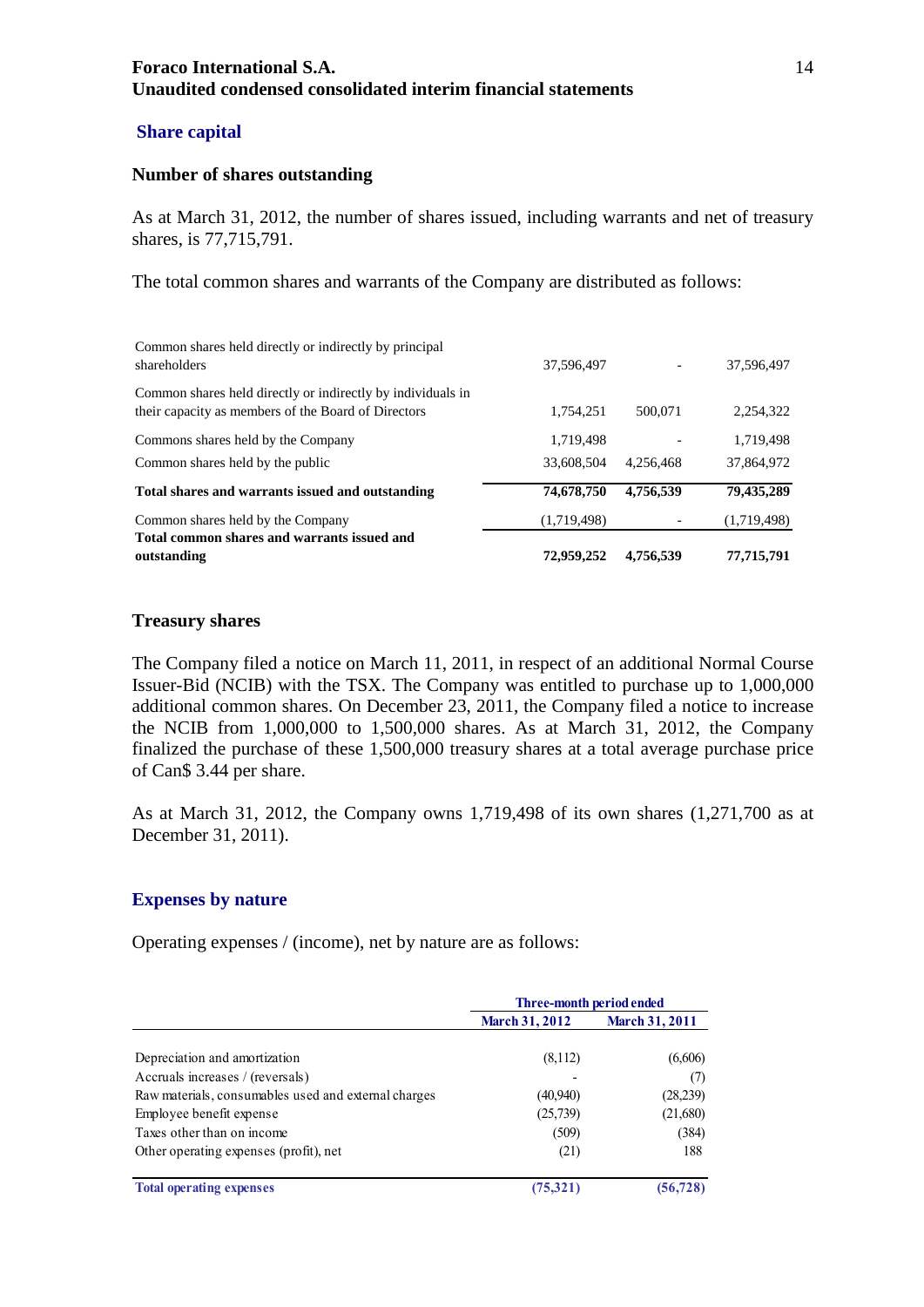## Share capital

### Number of shares outstanding

As at March 31, 2012, the number of shares issued, including warrants and net of treasury shares, is 77,715,791.

The total common shares and warrants of the Company are distributed as follows:

| | | | |
|---|---|---|---|
| Common shares held directly or indirectly by principal shareholders | 37,596,497 | - | 37,596,497 |
| Common shares held directly or indirectly by individuals in their capacity as members of the Board of Directors | 1,754,251 | 500,071 | 2,254,322 |
| Commons shares held by the Company | 1,719,498 | - | 1,719,498 |
| Common shares held by the public | 33,608,504 | 4,256,468 | 37,864,972 |
| **Total shares and warrants issued and outstanding** | **74,678,750** | **4,756,539** | **79,435,289** |
| Common shares held by the Company | (1,719,498) | - | (1,719,498) |
| **Total common shares and warrants issued and outstanding** | **72,959,252** | **4,756,539** | **77,715,791** |

### Treasury shares

The Company filed a notice on March 11, 2011, in respect of an additional Normal Course Issuer-Bid (NCIB) with the TSX. The Company was entitled to purchase up to 1,000,000 additional common shares. On December 23, 2011, the Company filed a notice to increase the NCIB from 1,000,000 to 1,500,000 shares. As at March 31, 2012, the Company finalized the purchase of these 1,500,000 treasury shares at a total average purchase price of Can$ 3.44 per share.

As at March 31, 2012, the Company owns 1,719,498 of its own shares (1,271,700 as at December 31, 2011).

## Expenses by nature

Operating expenses / (income), net by nature are as follows:

| | Three-month period ended | |
|---|---|---|
| | **March 31, 2012** | **March 31, 2011** |
| Depreciation and amortization | (8,112) | (6,606) |
| Accruals increases / (reversals) | - | (7) |
| Raw materials, consumables used and external charges | (40,940) | (28,239) |
| Employee benefit expense | (25,739) | (21,680) |
| Taxes other than on income | (509) | (384) |
| Other operating expenses (profit), net | (21) | 188 |
| **Total operating expenses** | **(75,321)** | **(56,728)** |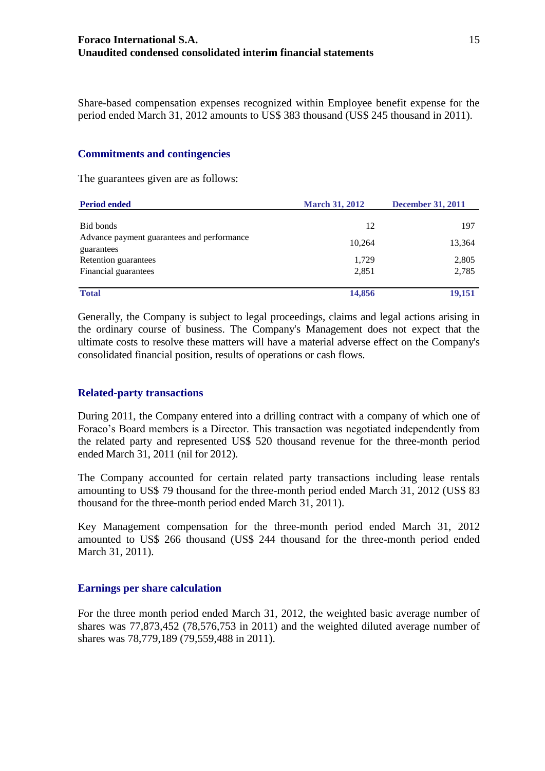Share-based compensation expenses recognized within Employee benefit expense for the period ended March 31, 2012 amounts to US$ 383 thousand (US$ 245 thousand in 2011).

## Commitments and contingencies

The guarantees given are as follows:

| Period ended | March 31, 2012 | December 31, 2011 |
|---|---|---|
| Bid bonds | 12 | 197 |
| Advance payment guarantees and performance guarantees | 10,264 | 13,364 |
| Retention guarantees | 1,729 | 2,805 |
| Financial guarantees | 2,851 | 2,785 |
| **Total** | **14,856** | **19,151** |

Generally, the Company is subject to legal proceedings, claims and legal actions arising in the ordinary course of business. The Company's Management does not expect that the ultimate costs to resolve these matters will have a material adverse effect on the Company's consolidated financial position, results of operations or cash flows.

## Related-party transactions

During 2011, the Company entered into a drilling contract with a company of which one of Foraco's Board members is a Director. This transaction was negotiated independently from the related party and represented US$ 520 thousand revenue for the three-month period ended March 31, 2011 (nil for 2012).

The Company accounted for certain related party transactions including lease rentals amounting to US$ 79 thousand for the three-month period ended March 31, 2012 (US$ 83 thousand for the three-month period ended March 31, 2011).

Key Management compensation for the three-month period ended March 31, 2012 amounted to US$ 266 thousand (US$ 244 thousand for the three-month period ended March 31, 2011).

## Earnings per share calculation

For the three month period ended March 31, 2012, the weighted basic average number of shares was 77,873,452 (78,576,753 in 2011) and the weighted diluted average number of shares was 78,779,189 (79,559,488 in 2011).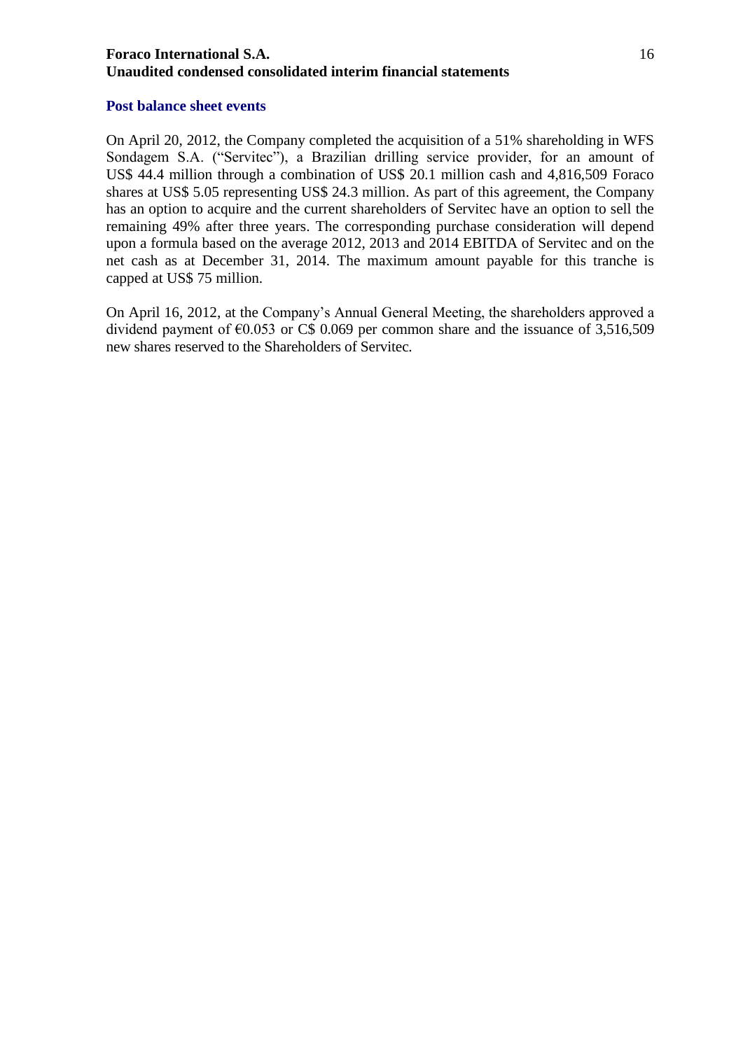## Post balance sheet events

On April 20, 2012, the Company completed the acquisition of a 51% shareholding in WFS Sondagem S.A. ("Servitec"), a Brazilian drilling service provider, for an amount of US$ 44.4 million through a combination of US$ 20.1 million cash and 4,816,509 Foraco shares at US$ 5.05 representing US$ 24.3 million. As part of this agreement, the Company has an option to acquire and the current shareholders of Servitec have an option to sell the remaining 49% after three years. The corresponding purchase consideration will depend upon a formula based on the average 2012, 2013 and 2014 EBITDA of Servitec and on the net cash as at December 31, 2014. The maximum amount payable for this tranche is capped at US$ 75 million.

On April 16, 2012, at the Company's Annual General Meeting, the shareholders approved a dividend payment of €0.053 or C$ 0.069 per common share and the issuance of 3,516,509 new shares reserved to the Shareholders of Servitec.